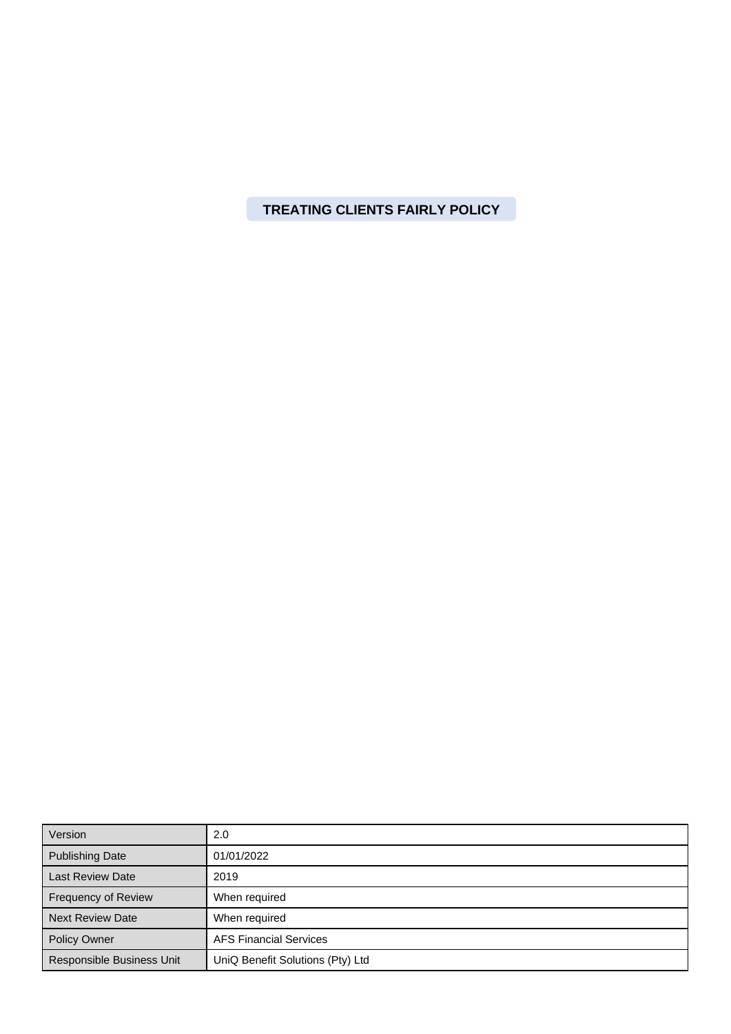# TREATING CLIENTS FAIRLY POLICY

| | |
|---|---|
| Version | 2.0 |
| Publishing Date | 01/01/2022 |
| Last Review Date | 2019 |
| Frequency of Review | When required |
| Next Review Date | When required |
| Policy Owner | AFS Financial Services |
| Responsible Business Unit | UniQ Benefit Solutions (Pty) Ltd |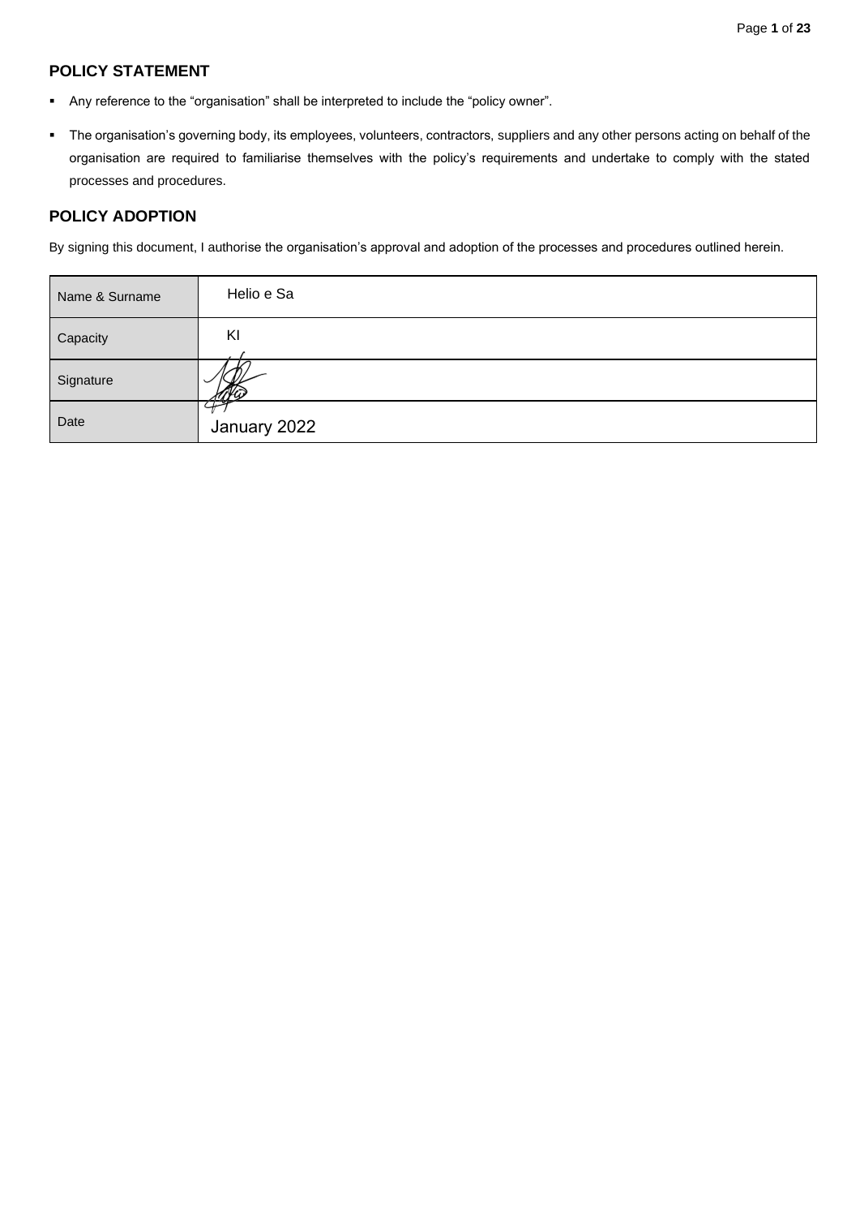## POLICY STATEMENT

- Any reference to the "organisation" shall be interpreted to include the "policy owner".
- The organisation's governing body, its employees, volunteers, contractors, suppliers and any other persons acting on behalf of the organisation are required to familiarise themselves with the policy's requirements and undertake to comply with the stated processes and procedures.

## POLICY ADOPTION

By signing this document, I authorise the organisation's approval and adoption of the processes and procedures outlined herein.

| Name & Surname | Helio e Sa |
|---|---|
| Capacity | KI |
| Signature | |
| Date | January 2022 |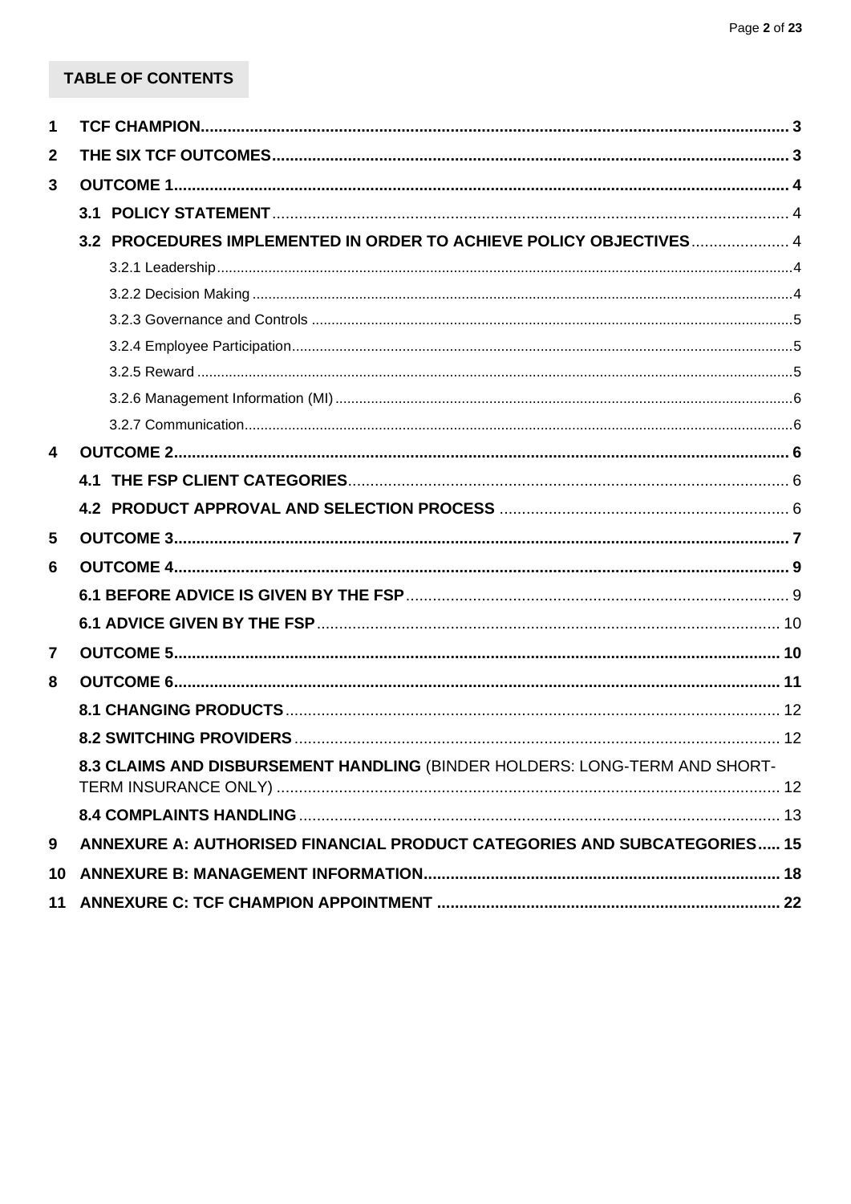## TABLE OF CONTENTS

| | | |
|---|---|---|
| **1** | **TCF CHAMPION** | **3** |
| **2** | **THE SIX TCF OUTCOMES** | **3** |
| **3** | **OUTCOME 1** | **4** |
| | **3.1 POLICY STATEMENT** | 4 |
| | **3.2 PROCEDURES IMPLEMENTED IN ORDER TO ACHIEVE POLICY OBJECTIVES** | 4 |
| | 3.2.1 Leadership | 4 |
| | 3.2.2 Decision Making | 4 |
| | 3.2.3 Governance and Controls | 5 |
| | 3.2.4 Employee Participation | 5 |
| | 3.2.5 Reward | 5 |
| | 3.2.6 Management Information (MI) | 6 |
| | 3.2.7 Communication | 6 |
| **4** | **OUTCOME 2** | **6** |
| | **4.1 THE FSP CLIENT CATEGORIES** | 6 |
| | **4.2 PRODUCT APPROVAL AND SELECTION PROCESS** | 6 |
| **5** | **OUTCOME 3** | **7** |
| **6** | **OUTCOME 4** | **9** |
| | **6.1 BEFORE ADVICE IS GIVEN BY THE FSP** | 9 |
| | **6.1 ADVICE GIVEN BY THE FSP** | 10 |
| **7** | **OUTCOME 5** | **10** |
| **8** | **OUTCOME 6** | **11** |
| | **8.1 CHANGING PRODUCTS** | 12 |
| | **8.2 SWITCHING PROVIDERS** | 12 |
| | **8.3 CLAIMS AND DISBURSEMENT HANDLING** (BINDER HOLDERS: LONG-TERM AND SHORT-TERM INSURANCE ONLY) | 12 |
| | **8.4 COMPLAINTS HANDLING** | 13 |
| **9** | **ANNEXURE A: AUTHORISED FINANCIAL PRODUCT CATEGORIES AND SUBCATEGORIES** | **15** |
| **10** | **ANNEXURE B: MANAGEMENT INFORMATION** | **18** |
| **11** | **ANNEXURE C: TCF CHAMPION APPOINTMENT** | **22** |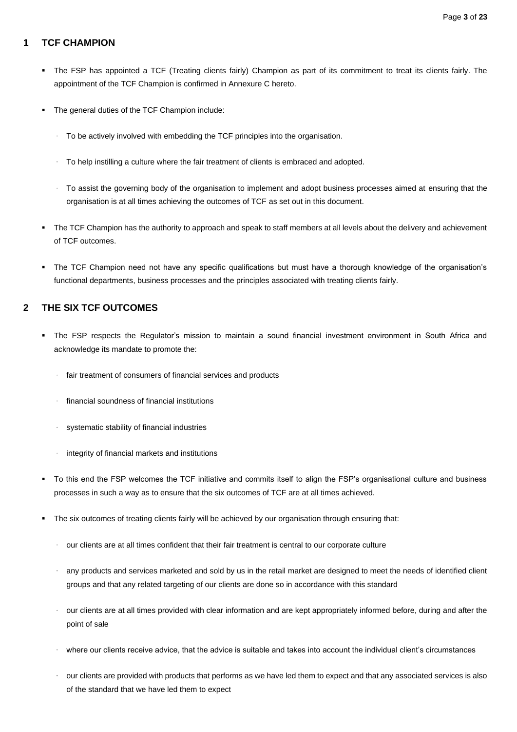## 1 TCF CHAMPION

- The FSP has appointed a TCF (Treating clients fairly) Champion as part of its commitment to treat its clients fairly. The appointment of the TCF Champion is confirmed in Annexure C hereto.
- The general duties of the TCF Champion include:
  - To be actively involved with embedding the TCF principles into the organisation.
  - To help instilling a culture where the fair treatment of clients is embraced and adopted.
  - To assist the governing body of the organisation to implement and adopt business processes aimed at ensuring that the organisation is at all times achieving the outcomes of TCF as set out in this document.
- The TCF Champion has the authority to approach and speak to staff members at all levels about the delivery and achievement of TCF outcomes.
- The TCF Champion need not have any specific qualifications but must have a thorough knowledge of the organisation's functional departments, business processes and the principles associated with treating clients fairly.

## 2 THE SIX TCF OUTCOMES

- The FSP respects the Regulator's mission to maintain a sound financial investment environment in South Africa and acknowledge its mandate to promote the:
  - fair treatment of consumers of financial services and products
  - financial soundness of financial institutions
  - systematic stability of financial industries
  - integrity of financial markets and institutions
- To this end the FSP welcomes the TCF initiative and commits itself to align the FSP's organisational culture and business processes in such a way as to ensure that the six outcomes of TCF are at all times achieved.
- The six outcomes of treating clients fairly will be achieved by our organisation through ensuring that:
  - our clients are at all times confident that their fair treatment is central to our corporate culture
  - any products and services marketed and sold by us in the retail market are designed to meet the needs of identified client groups and that any related targeting of our clients are done so in accordance with this standard
  - our clients are at all times provided with clear information and are kept appropriately informed before, during and after the point of sale
  - where our clients receive advice, that the advice is suitable and takes into account the individual client's circumstances
  - our clients are provided with products that performs as we have led them to expect and that any associated services is also of the standard that we have led them to expect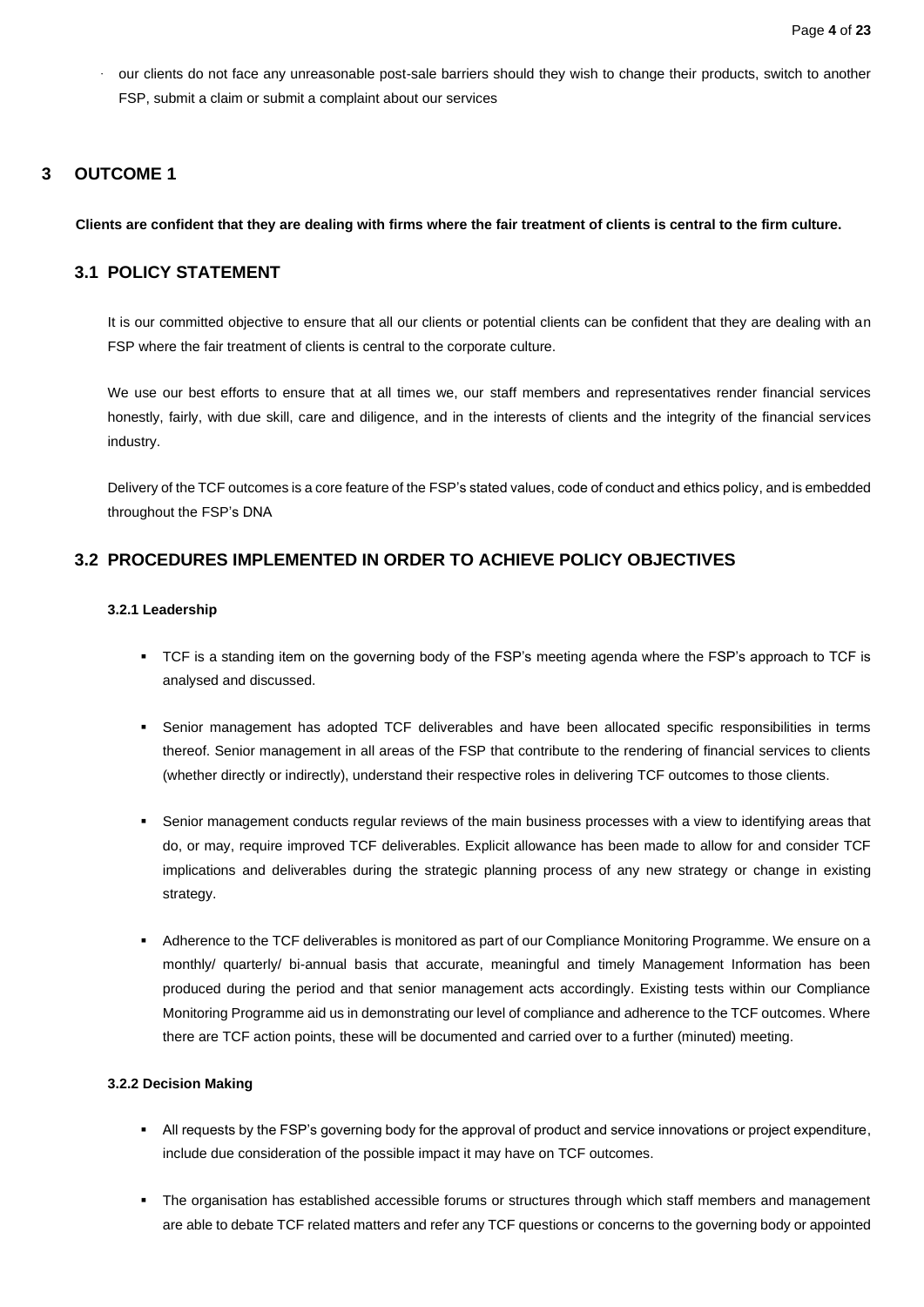- our clients do not face any unreasonable post-sale barriers should they wish to change their products, switch to another FSP, submit a claim or submit a complaint about our services

# 3 OUTCOME 1

**Clients are confident that they are dealing with firms where the fair treatment of clients is central to the firm culture.**

## 3.1 POLICY STATEMENT

It is our committed objective to ensure that all our clients or potential clients can be confident that they are dealing with an FSP where the fair treatment of clients is central to the corporate culture.

We use our best efforts to ensure that at all times we, our staff members and representatives render financial services honestly, fairly, with due skill, care and diligence, and in the interests of clients and the integrity of the financial services industry.

Delivery of the TCF outcomes is a core feature of the FSP's stated values, code of conduct and ethics policy, and is embedded throughout the FSP's DNA

## 3.2 PROCEDURES IMPLEMENTED IN ORDER TO ACHIEVE POLICY OBJECTIVES

### 3.2.1 Leadership

- TCF is a standing item on the governing body of the FSP's meeting agenda where the FSP's approach to TCF is analysed and discussed.
- Senior management has adopted TCF deliverables and have been allocated specific responsibilities in terms thereof. Senior management in all areas of the FSP that contribute to the rendering of financial services to clients (whether directly or indirectly), understand their respective roles in delivering TCF outcomes to those clients.
- Senior management conducts regular reviews of the main business processes with a view to identifying areas that do, or may, require improved TCF deliverables. Explicit allowance has been made to allow for and consider TCF implications and deliverables during the strategic planning process of any new strategy or change in existing strategy.
- Adherence to the TCF deliverables is monitored as part of our Compliance Monitoring Programme. We ensure on a monthly/ quarterly/ bi-annual basis that accurate, meaningful and timely Management Information has been produced during the period and that senior management acts accordingly. Existing tests within our Compliance Monitoring Programme aid us in demonstrating our level of compliance and adherence to the TCF outcomes. Where there are TCF action points, these will be documented and carried over to a further (minuted) meeting.

### 3.2.2 Decision Making

- All requests by the FSP's governing body for the approval of product and service innovations or project expenditure, include due consideration of the possible impact it may have on TCF outcomes.
- The organisation has established accessible forums or structures through which staff members and management are able to debate TCF related matters and refer any TCF questions or concerns to the governing body or appointed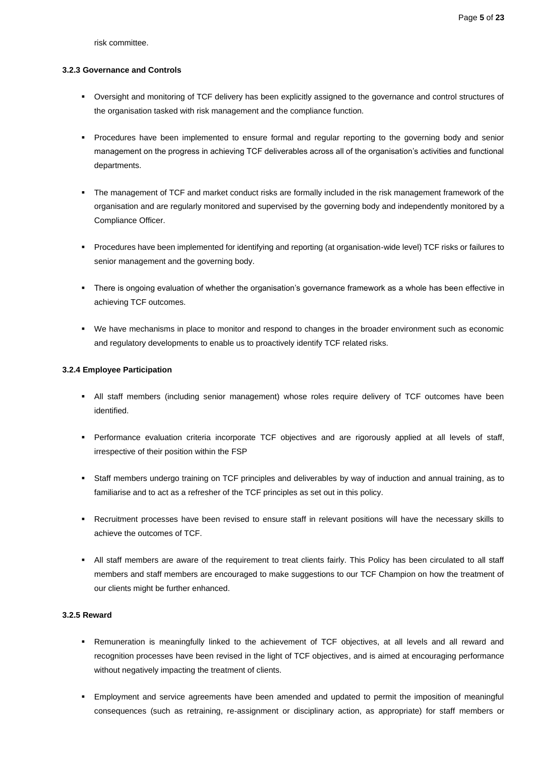risk committee.

**3.2.3 Governance and Controls**

- Oversight and monitoring of TCF delivery has been explicitly assigned to the governance and control structures of the organisation tasked with risk management and the compliance function.
- Procedures have been implemented to ensure formal and regular reporting to the governing body and senior management on the progress in achieving TCF deliverables across all of the organisation's activities and functional departments.
- The management of TCF and market conduct risks are formally included in the risk management framework of the organisation and are regularly monitored and supervised by the governing body and independently monitored by a Compliance Officer.
- Procedures have been implemented for identifying and reporting (at organisation-wide level) TCF risks or failures to senior management and the governing body.
- There is ongoing evaluation of whether the organisation's governance framework as a whole has been effective in achieving TCF outcomes.
- We have mechanisms in place to monitor and respond to changes in the broader environment such as economic and regulatory developments to enable us to proactively identify TCF related risks.

**3.2.4 Employee Participation**

- All staff members (including senior management) whose roles require delivery of TCF outcomes have been identified.
- Performance evaluation criteria incorporate TCF objectives and are rigorously applied at all levels of staff, irrespective of their position within the FSP
- Staff members undergo training on TCF principles and deliverables by way of induction and annual training, as to familiarise and to act as a refresher of the TCF principles as set out in this policy.
- Recruitment processes have been revised to ensure staff in relevant positions will have the necessary skills to achieve the outcomes of TCF.
- All staff members are aware of the requirement to treat clients fairly. This Policy has been circulated to all staff members and staff members are encouraged to make suggestions to our TCF Champion on how the treatment of our clients might be further enhanced.

**3.2.5 Reward**

- Remuneration is meaningfully linked to the achievement of TCF objectives, at all levels and all reward and recognition processes have been revised in the light of TCF objectives, and is aimed at encouraging performance without negatively impacting the treatment of clients.
- Employment and service agreements have been amended and updated to permit the imposition of meaningful consequences (such as retraining, re-assignment or disciplinary action, as appropriate) for staff members or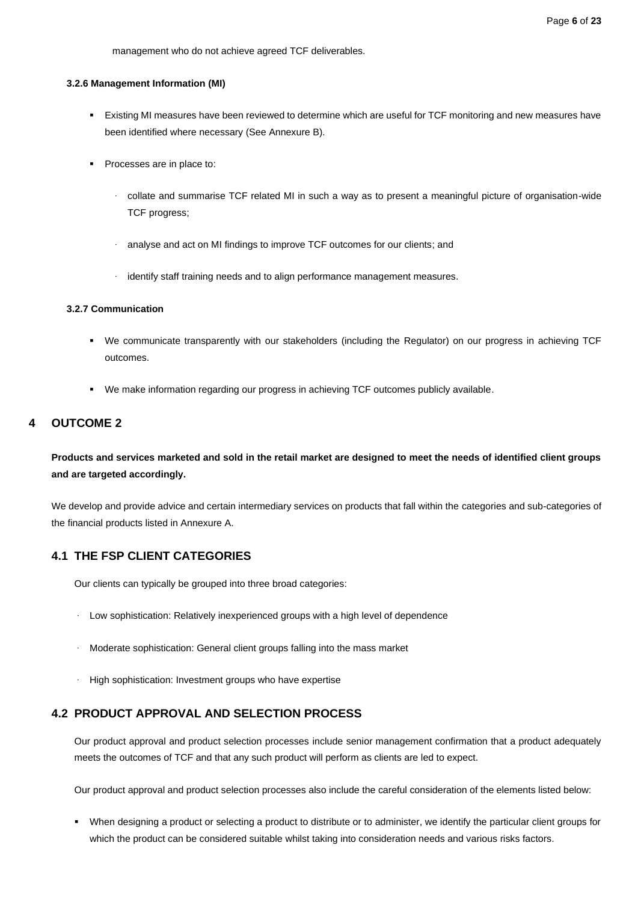management who do not achieve agreed TCF deliverables.

#### 3.2.6 Management Information (MI)

- Existing MI measures have been reviewed to determine which are useful for TCF monitoring and new measures have been identified where necessary (See Annexure B).
- Processes are in place to:
  - collate and summarise TCF related MI in such a way as to present a meaningful picture of organisation-wide TCF progress;
  - analyse and act on MI findings to improve TCF outcomes for our clients; and
  - identify staff training needs and to align performance management measures.

#### 3.2.7 Communication

- We communicate transparently with our stakeholders (including the Regulator) on our progress in achieving TCF outcomes.
- We make information regarding our progress in achieving TCF outcomes publicly available.

# 4 OUTCOME 2

**Products and services marketed and sold in the retail market are designed to meet the needs of identified client groups and are targeted accordingly.**

We develop and provide advice and certain intermediary services on products that fall within the categories and sub-categories of the financial products listed in Annexure A.

## 4.1 THE FSP CLIENT CATEGORIES

Our clients can typically be grouped into three broad categories:

- Low sophistication: Relatively inexperienced groups with a high level of dependence
- Moderate sophistication: General client groups falling into the mass market
- High sophistication: Investment groups who have expertise

## 4.2 PRODUCT APPROVAL AND SELECTION PROCESS

Our product approval and product selection processes include senior management confirmation that a product adequately meets the outcomes of TCF and that any such product will perform as clients are led to expect.

Our product approval and product selection processes also include the careful consideration of the elements listed below:

- When designing a product or selecting a product to distribute or to administer, we identify the particular client groups for which the product can be considered suitable whilst taking into consideration needs and various risks factors.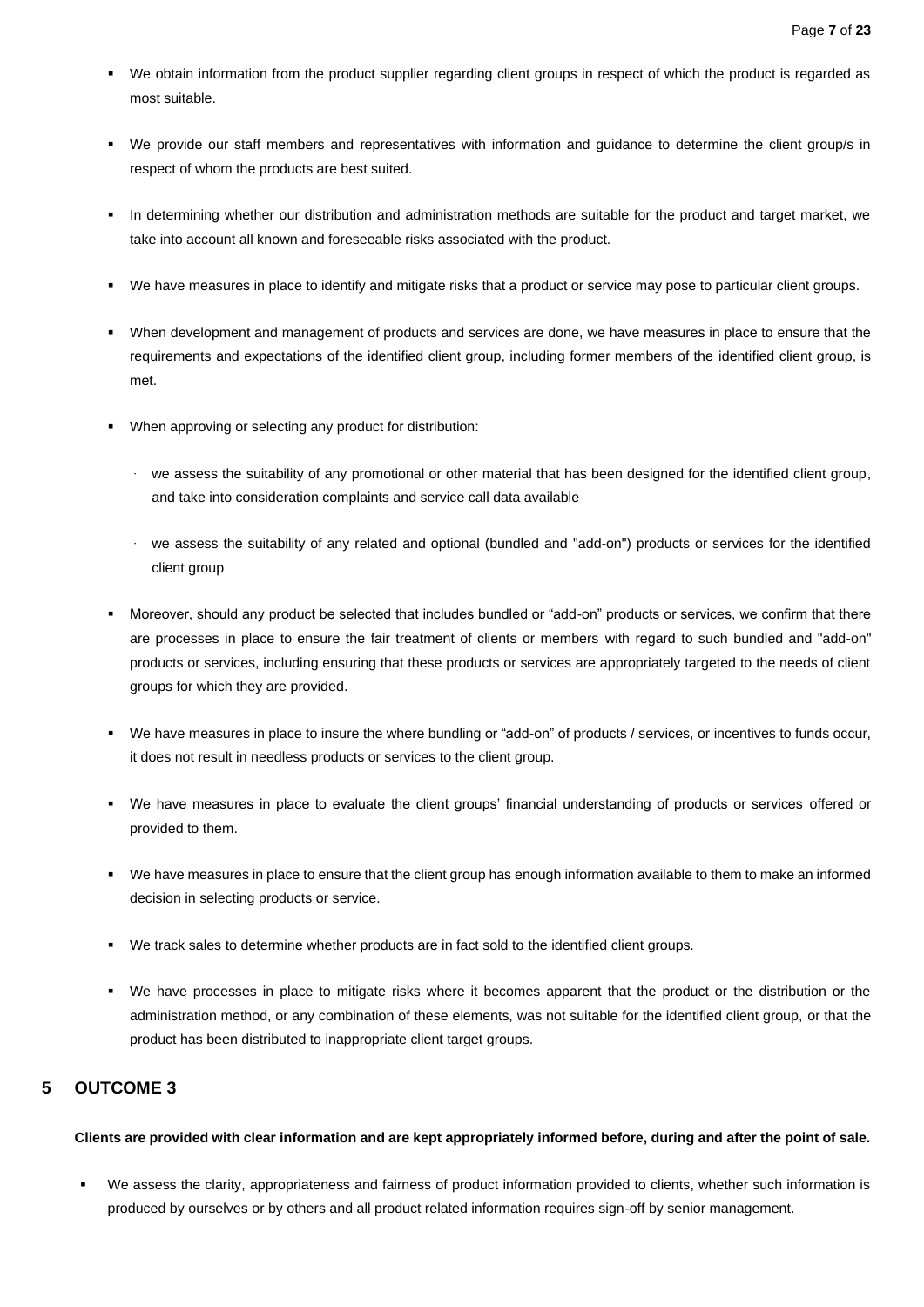- We obtain information from the product supplier regarding client groups in respect of which the product is regarded as most suitable.

- We provide our staff members and representatives with information and guidance to determine the client group/s in respect of whom the products are best suited.

- In determining whether our distribution and administration methods are suitable for the product and target market, we take into account all known and foreseeable risks associated with the product.

- We have measures in place to identify and mitigate risks that a product or service may pose to particular client groups.

- When development and management of products and services are done, we have measures in place to ensure that the requirements and expectations of the identified client group, including former members of the identified client group, is met.

- When approving or selecting any product for distribution:

  - we assess the suitability of any promotional or other material that has been designed for the identified client group, and take into consideration complaints and service call data available

  - we assess the suitability of any related and optional (bundled and "add-on") products or services for the identified client group

- Moreover, should any product be selected that includes bundled or "add-on" products or services, we confirm that there are processes in place to ensure the fair treatment of clients or members with regard to such bundled and "add-on" products or services, including ensuring that these products or services are appropriately targeted to the needs of client groups for which they are provided.

- We have measures in place to insure the where bundling or "add-on" of products / services, or incentives to funds occur, it does not result in needless products or services to the client group.

- We have measures in place to evaluate the client groups' financial understanding of products or services offered or provided to them.

- We have measures in place to ensure that the client group has enough information available to them to make an informed decision in selecting products or service.

- We track sales to determine whether products are in fact sold to the identified client groups.

- We have processes in place to mitigate risks where it becomes apparent that the product or the distribution or the administration method, or any combination of these elements, was not suitable for the identified client group, or that the product has been distributed to inappropriate client target groups.

## 5 OUTCOME 3

**Clients are provided with clear information and are kept appropriately informed before, during and after the point of sale.**

- We assess the clarity, appropriateness and fairness of product information provided to clients, whether such information is produced by ourselves or by others and all product related information requires sign-off by senior management.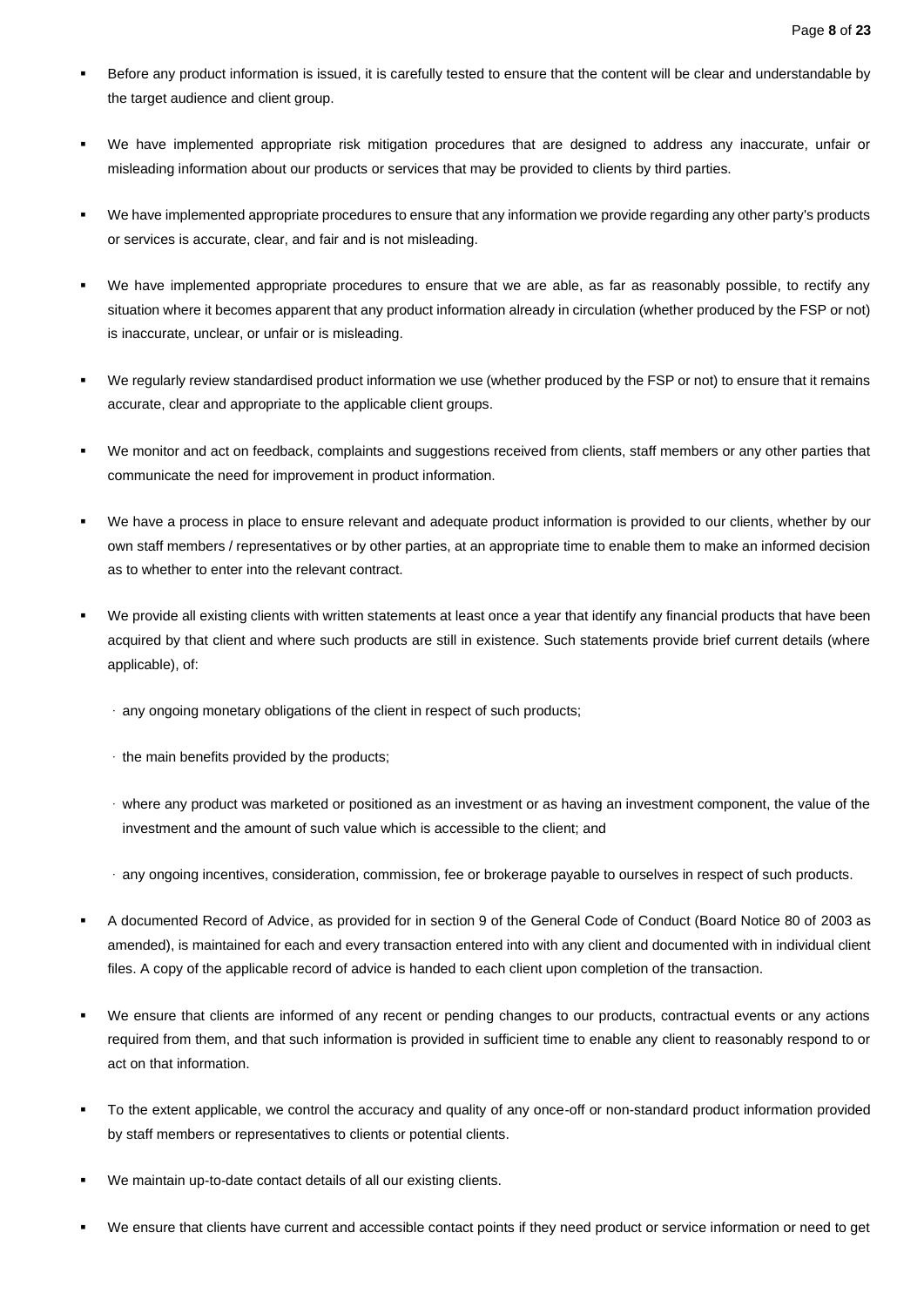- Before any product information is issued, it is carefully tested to ensure that the content will be clear and understandable by the target audience and client group.

- We have implemented appropriate risk mitigation procedures that are designed to address any inaccurate, unfair or misleading information about our products or services that may be provided to clients by third parties.

- We have implemented appropriate procedures to ensure that any information we provide regarding any other party's products or services is accurate, clear, and fair and is not misleading.

- We have implemented appropriate procedures to ensure that we are able, as far as reasonably possible, to rectify any situation where it becomes apparent that any product information already in circulation (whether produced by the FSP or not) is inaccurate, unclear, or unfair or is misleading.

- We regularly review standardised product information we use (whether produced by the FSP or not) to ensure that it remains accurate, clear and appropriate to the applicable client groups.

- We monitor and act on feedback, complaints and suggestions received from clients, staff members or any other parties that communicate the need for improvement in product information.

- We have a process in place to ensure relevant and adequate product information is provided to our clients, whether by our own staff members / representatives or by other parties, at an appropriate time to enable them to make an informed decision as to whether to enter into the relevant contract.

- We provide all existing clients with written statements at least once a year that identify any financial products that have been acquired by that client and where such products are still in existence. Such statements provide brief current details (where applicable), of:

  - any ongoing monetary obligations of the client in respect of such products;

  - the main benefits provided by the products;

  - where any product was marketed or positioned as an investment or as having an investment component, the value of the investment and the amount of such value which is accessible to the client; and

  - any ongoing incentives, consideration, commission, fee or brokerage payable to ourselves in respect of such products.

- A documented Record of Advice, as provided for in section 9 of the General Code of Conduct (Board Notice 80 of 2003 as amended), is maintained for each and every transaction entered into with any client and documented with in individual client files. A copy of the applicable record of advice is handed to each client upon completion of the transaction.

- We ensure that clients are informed of any recent or pending changes to our products, contractual events or any actions required from them, and that such information is provided in sufficient time to enable any client to reasonably respond to or act on that information.

- To the extent applicable, we control the accuracy and quality of any once-off or non-standard product information provided by staff members or representatives to clients or potential clients.

- We maintain up-to-date contact details of all our existing clients.

- We ensure that clients have current and accessible contact points if they need product or service information or need to get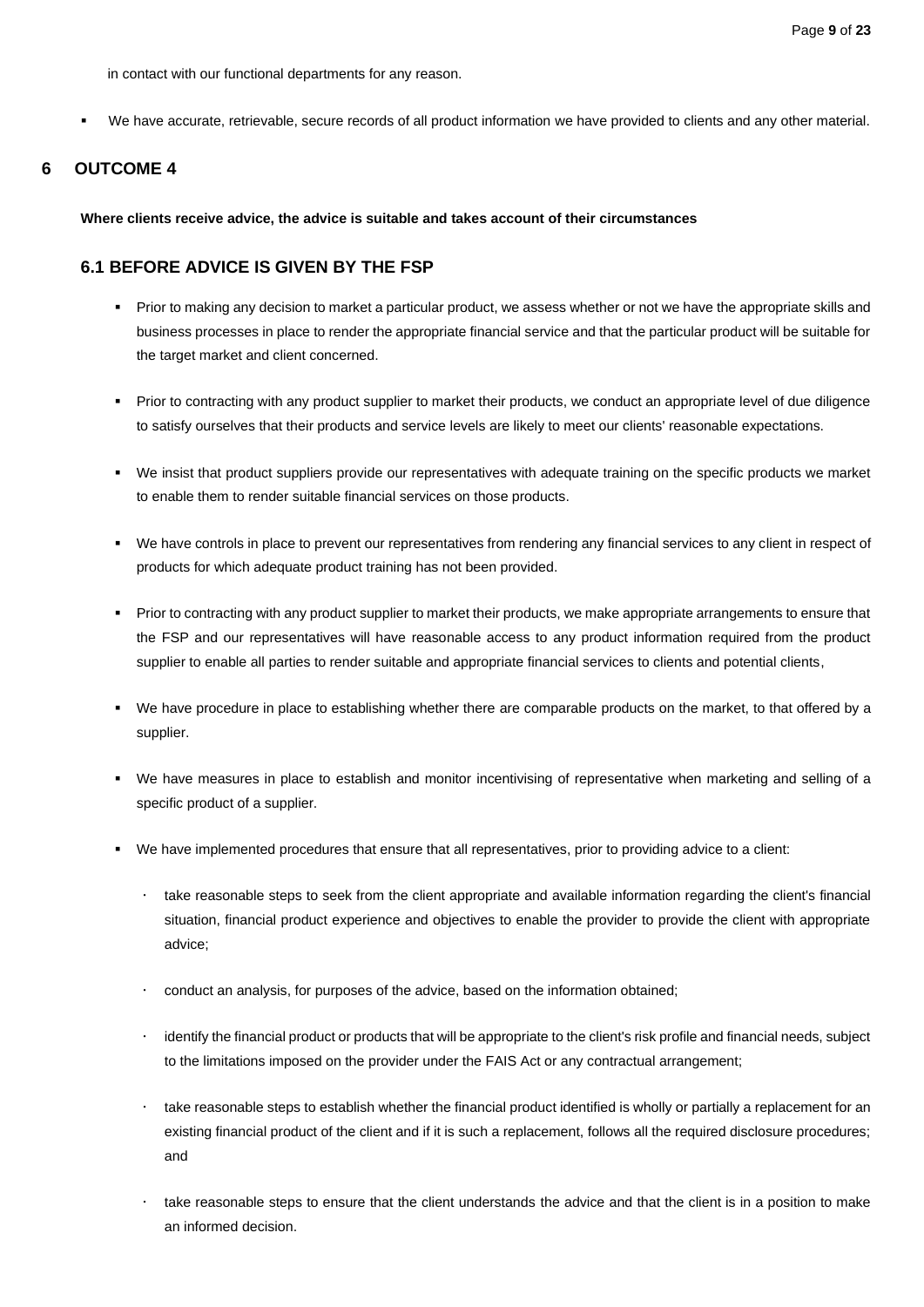in contact with our functional departments for any reason.

- We have accurate, retrievable, secure records of all product information we have provided to clients and any other material.

# 6 OUTCOME 4

**Where clients receive advice, the advice is suitable and takes account of their circumstances**

## 6.1 BEFORE ADVICE IS GIVEN BY THE FSP

- Prior to making any decision to market a particular product, we assess whether or not we have the appropriate skills and business processes in place to render the appropriate financial service and that the particular product will be suitable for the target market and client concerned.
- Prior to contracting with any product supplier to market their products, we conduct an appropriate level of due diligence to satisfy ourselves that their products and service levels are likely to meet our clients' reasonable expectations.
- We insist that product suppliers provide our representatives with adequate training on the specific products we market to enable them to render suitable financial services on those products.
- We have controls in place to prevent our representatives from rendering any financial services to any client in respect of products for which adequate product training has not been provided.
- Prior to contracting with any product supplier to market their products, we make appropriate arrangements to ensure that the FSP and our representatives will have reasonable access to any product information required from the product supplier to enable all parties to render suitable and appropriate financial services to clients and potential clients,
- We have procedure in place to establishing whether there are comparable products on the market, to that offered by a supplier.
- We have measures in place to establish and monitor incentivising of representative when marketing and selling of a specific product of a supplier.
- We have implemented procedures that ensure that all representatives, prior to providing advice to a client:
  - take reasonable steps to seek from the client appropriate and available information regarding the client's financial situation, financial product experience and objectives to enable the provider to provide the client with appropriate advice;
  - conduct an analysis, for purposes of the advice, based on the information obtained;
  - identify the financial product or products that will be appropriate to the client's risk profile and financial needs, subject to the limitations imposed on the provider under the FAIS Act or any contractual arrangement;
  - take reasonable steps to establish whether the financial product identified is wholly or partially a replacement for an existing financial product of the client and if it is such a replacement, follows all the required disclosure procedures; and
  - take reasonable steps to ensure that the client understands the advice and that the client is in a position to make an informed decision.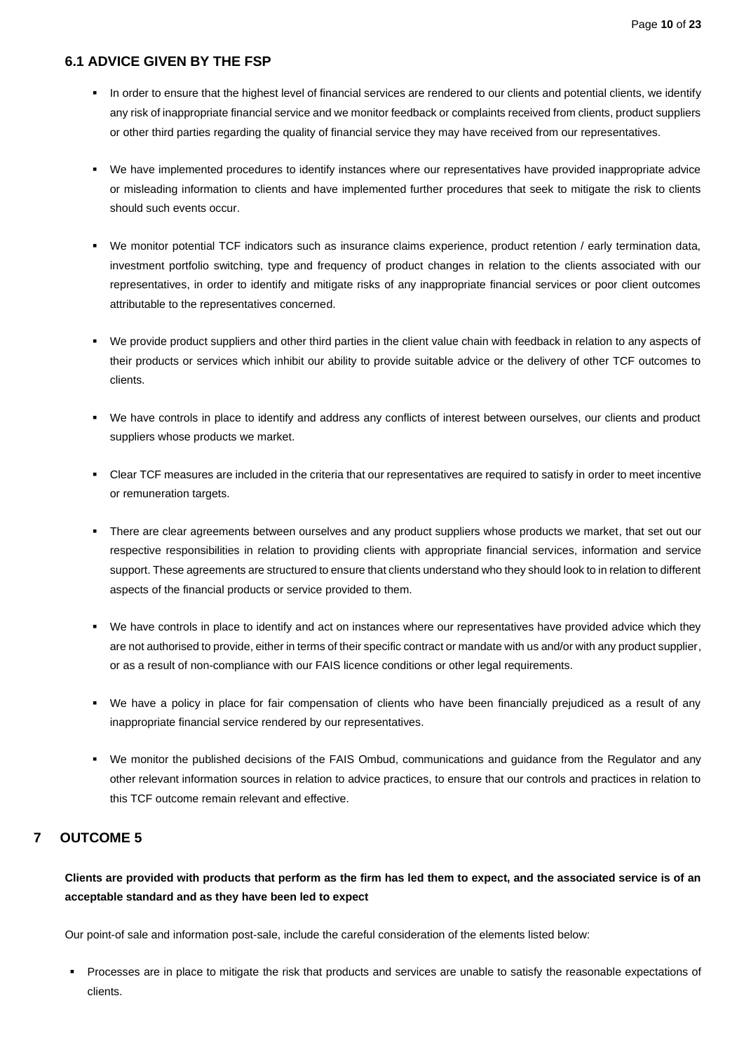### 6.1 ADVICE GIVEN BY THE FSP

- In order to ensure that the highest level of financial services are rendered to our clients and potential clients, we identify any risk of inappropriate financial service and we monitor feedback or complaints received from clients, product suppliers or other third parties regarding the quality of financial service they may have received from our representatives.
- We have implemented procedures to identify instances where our representatives have provided inappropriate advice or misleading information to clients and have implemented further procedures that seek to mitigate the risk to clients should such events occur.
- We monitor potential TCF indicators such as insurance claims experience, product retention / early termination data, investment portfolio switching, type and frequency of product changes in relation to the clients associated with our representatives, in order to identify and mitigate risks of any inappropriate financial services or poor client outcomes attributable to the representatives concerned.
- We provide product suppliers and other third parties in the client value chain with feedback in relation to any aspects of their products or services which inhibit our ability to provide suitable advice or the delivery of other TCF outcomes to clients.
- We have controls in place to identify and address any conflicts of interest between ourselves, our clients and product suppliers whose products we market.
- Clear TCF measures are included in the criteria that our representatives are required to satisfy in order to meet incentive or remuneration targets.
- There are clear agreements between ourselves and any product suppliers whose products we market, that set out our respective responsibilities in relation to providing clients with appropriate financial services, information and service support. These agreements are structured to ensure that clients understand who they should look to in relation to different aspects of the financial products or service provided to them.
- We have controls in place to identify and act on instances where our representatives have provided advice which they are not authorised to provide, either in terms of their specific contract or mandate with us and/or with any product supplier, or as a result of non-compliance with our FAIS licence conditions or other legal requirements.
- We have a policy in place for fair compensation of clients who have been financially prejudiced as a result of any inappropriate financial service rendered by our representatives.
- We monitor the published decisions of the FAIS Ombud, communications and guidance from the Regulator and any other relevant information sources in relation to advice practices, to ensure that our controls and practices in relation to this TCF outcome remain relevant and effective.

## 7 OUTCOME 5

**Clients are provided with products that perform as the firm has led them to expect, and the associated service is of an acceptable standard and as they have been led to expect**

Our point-of sale and information post-sale, include the careful consideration of the elements listed below:

- Processes are in place to mitigate the risk that products and services are unable to satisfy the reasonable expectations of clients.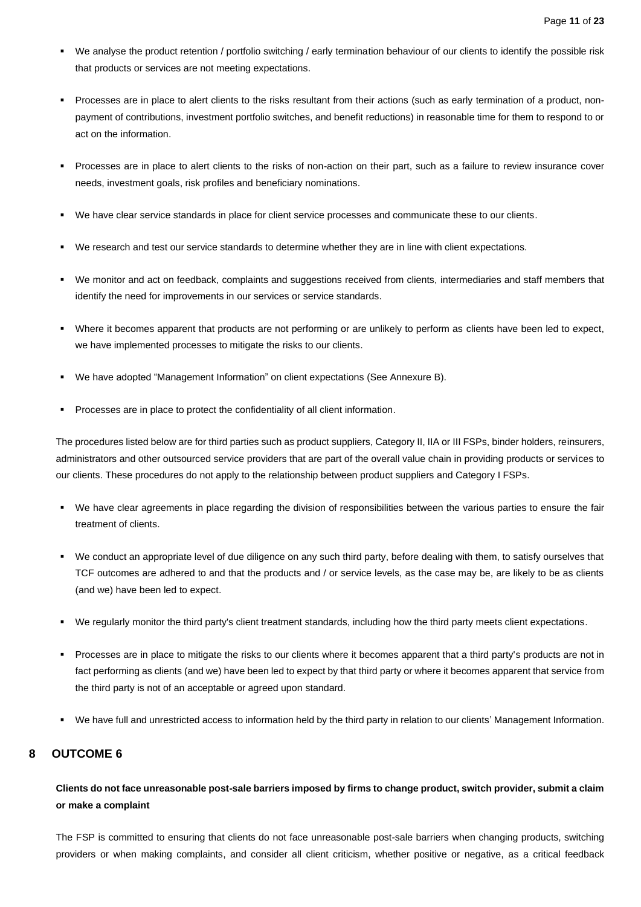- We analyse the product retention / portfolio switching / early termination behaviour of our clients to identify the possible risk that products or services are not meeting expectations.
- Processes are in place to alert clients to the risks resultant from their actions (such as early termination of a product, non-payment of contributions, investment portfolio switches, and benefit reductions) in reasonable time for them to respond to or act on the information.
- Processes are in place to alert clients to the risks of non-action on their part, such as a failure to review insurance cover needs, investment goals, risk profiles and beneficiary nominations.
- We have clear service standards in place for client service processes and communicate these to our clients.
- We research and test our service standards to determine whether they are in line with client expectations.
- We monitor and act on feedback, complaints and suggestions received from clients, intermediaries and staff members that identify the need for improvements in our services or service standards.
- Where it becomes apparent that products are not performing or are unlikely to perform as clients have been led to expect, we have implemented processes to mitigate the risks to our clients.
- We have adopted "Management Information" on client expectations (See Annexure B).
- Processes are in place to protect the confidentiality of all client information.

The procedures listed below are for third parties such as product suppliers, Category II, IIA or III FSPs, binder holders, reinsurers, administrators and other outsourced service providers that are part of the overall value chain in providing products or services to our clients. These procedures do not apply to the relationship between product suppliers and Category I FSPs.

- We have clear agreements in place regarding the division of responsibilities between the various parties to ensure the fair treatment of clients.
- We conduct an appropriate level of due diligence on any such third party, before dealing with them, to satisfy ourselves that TCF outcomes are adhered to and that the products and / or service levels, as the case may be, are likely to be as clients (and we) have been led to expect.
- We regularly monitor the third party's client treatment standards, including how the third party meets client expectations.
- Processes are in place to mitigate the risks to our clients where it becomes apparent that a third party's products are not in fact performing as clients (and we) have been led to expect by that third party or where it becomes apparent that service from the third party is not of an acceptable or agreed upon standard.
- We have full and unrestricted access to information held by the third party in relation to our clients' Management Information.

## 8 OUTCOME 6

**Clients do not face unreasonable post-sale barriers imposed by firms to change product, switch provider, submit a claim or make a complaint**

The FSP is committed to ensuring that clients do not face unreasonable post-sale barriers when changing products, switching providers or when making complaints, and consider all client criticism, whether positive or negative, as a critical feedback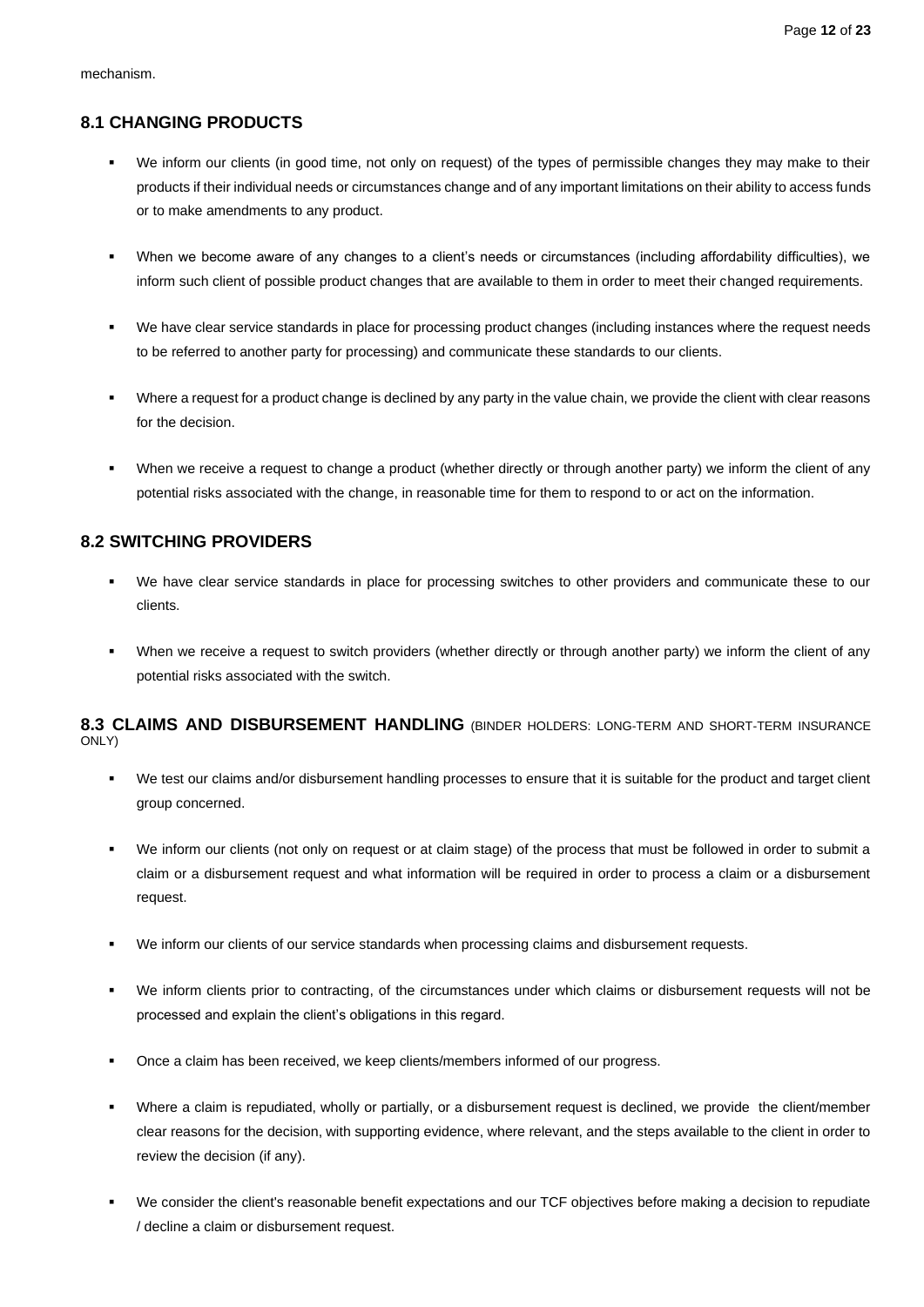mechanism.

## 8.1 CHANGING PRODUCTS

- We inform our clients (in good time, not only on request) of the types of permissible changes they may make to their products if their individual needs or circumstances change and of any important limitations on their ability to access funds or to make amendments to any product.
- When we become aware of any changes to a client's needs or circumstances (including affordability difficulties), we inform such client of possible product changes that are available to them in order to meet their changed requirements.
- We have clear service standards in place for processing product changes (including instances where the request needs to be referred to another party for processing) and communicate these standards to our clients.
- Where a request for a product change is declined by any party in the value chain, we provide the client with clear reasons for the decision.
- When we receive a request to change a product (whether directly or through another party) we inform the client of any potential risks associated with the change, in reasonable time for them to respond to or act on the information.

## 8.2 SWITCHING PROVIDERS

- We have clear service standards in place for processing switches to other providers and communicate these to our clients.
- When we receive a request to switch providers (whether directly or through another party) we inform the client of any potential risks associated with the switch.

## 8.3 CLAIMS AND DISBURSEMENT HANDLING (BINDER HOLDERS: LONG-TERM AND SHORT-TERM INSURANCE ONLY)

- We test our claims and/or disbursement handling processes to ensure that it is suitable for the product and target client group concerned.
- We inform our clients (not only on request or at claim stage) of the process that must be followed in order to submit a claim or a disbursement request and what information will be required in order to process a claim or a disbursement request.
- We inform our clients of our service standards when processing claims and disbursement requests.
- We inform clients prior to contracting, of the circumstances under which claims or disbursement requests will not be processed and explain the client's obligations in this regard.
- Once a claim has been received, we keep clients/members informed of our progress.
- Where a claim is repudiated, wholly or partially, or a disbursement request is declined, we provide the client/member clear reasons for the decision, with supporting evidence, where relevant, and the steps available to the client in order to review the decision (if any).
- We consider the client's reasonable benefit expectations and our TCF objectives before making a decision to repudiate / decline a claim or disbursement request.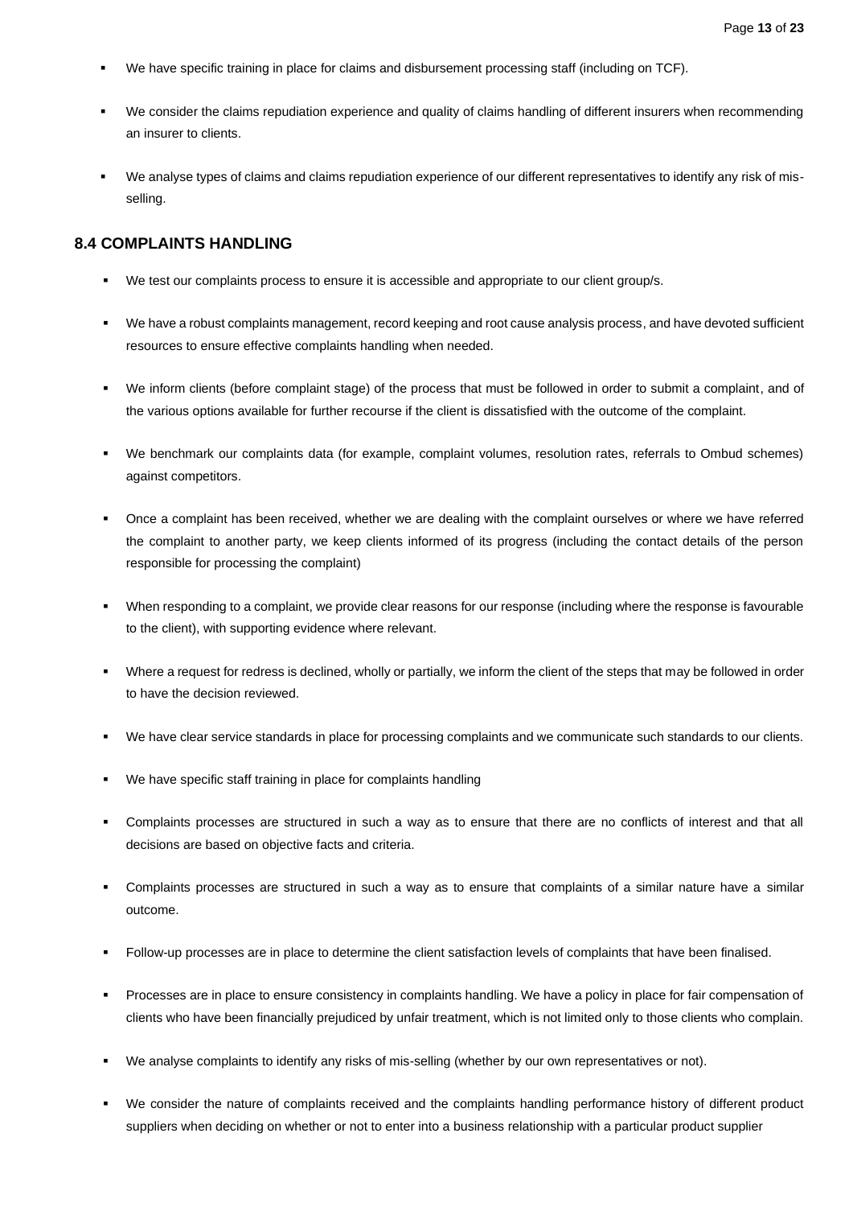- We have specific training in place for claims and disbursement processing staff (including on TCF).
- We consider the claims repudiation experience and quality of claims handling of different insurers when recommending an insurer to clients.
- We analyse types of claims and claims repudiation experience of our different representatives to identify any risk of mis-selling.

## 8.4 COMPLAINTS HANDLING

- We test our complaints process to ensure it is accessible and appropriate to our client group/s.
- We have a robust complaints management, record keeping and root cause analysis process, and have devoted sufficient resources to ensure effective complaints handling when needed.
- We inform clients (before complaint stage) of the process that must be followed in order to submit a complaint, and of the various options available for further recourse if the client is dissatisfied with the outcome of the complaint.
- We benchmark our complaints data (for example, complaint volumes, resolution rates, referrals to Ombud schemes) against competitors.
- Once a complaint has been received, whether we are dealing with the complaint ourselves or where we have referred the complaint to another party, we keep clients informed of its progress (including the contact details of the person responsible for processing the complaint)
- When responding to a complaint, we provide clear reasons for our response (including where the response is favourable to the client), with supporting evidence where relevant.
- Where a request for redress is declined, wholly or partially, we inform the client of the steps that may be followed in order to have the decision reviewed.
- We have clear service standards in place for processing complaints and we communicate such standards to our clients.
- We have specific staff training in place for complaints handling
- Complaints processes are structured in such a way as to ensure that there are no conflicts of interest and that all decisions are based on objective facts and criteria.
- Complaints processes are structured in such a way as to ensure that complaints of a similar nature have a similar outcome.
- Follow-up processes are in place to determine the client satisfaction levels of complaints that have been finalised.
- Processes are in place to ensure consistency in complaints handling. We have a policy in place for fair compensation of clients who have been financially prejudiced by unfair treatment, which is not limited only to those clients who complain.
- We analyse complaints to identify any risks of mis-selling (whether by our own representatives or not).
- We consider the nature of complaints received and the complaints handling performance history of different product suppliers when deciding on whether or not to enter into a business relationship with a particular product supplier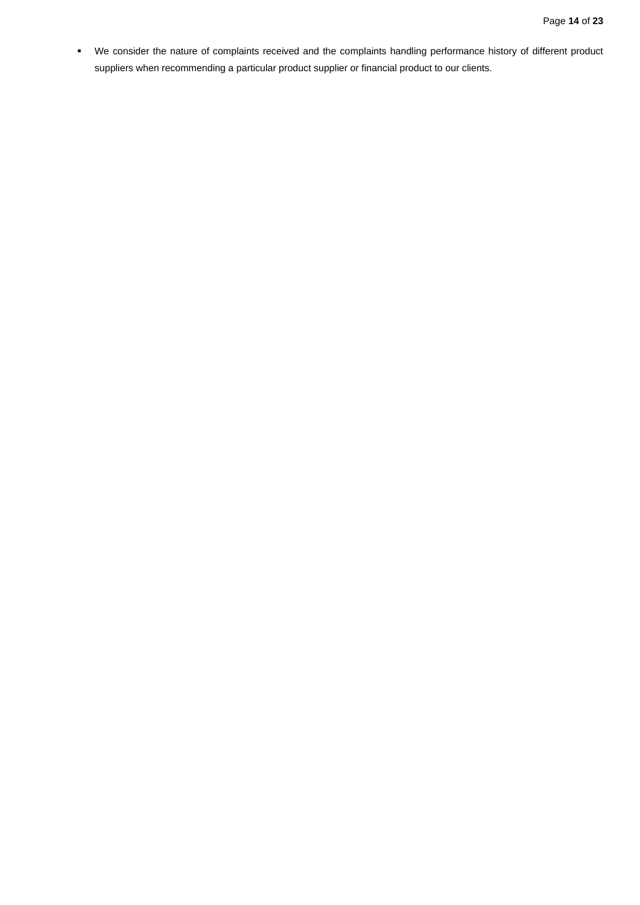- We consider the nature of complaints received and the complaints handling performance history of different product suppliers when recommending a particular product supplier or financial product to our clients.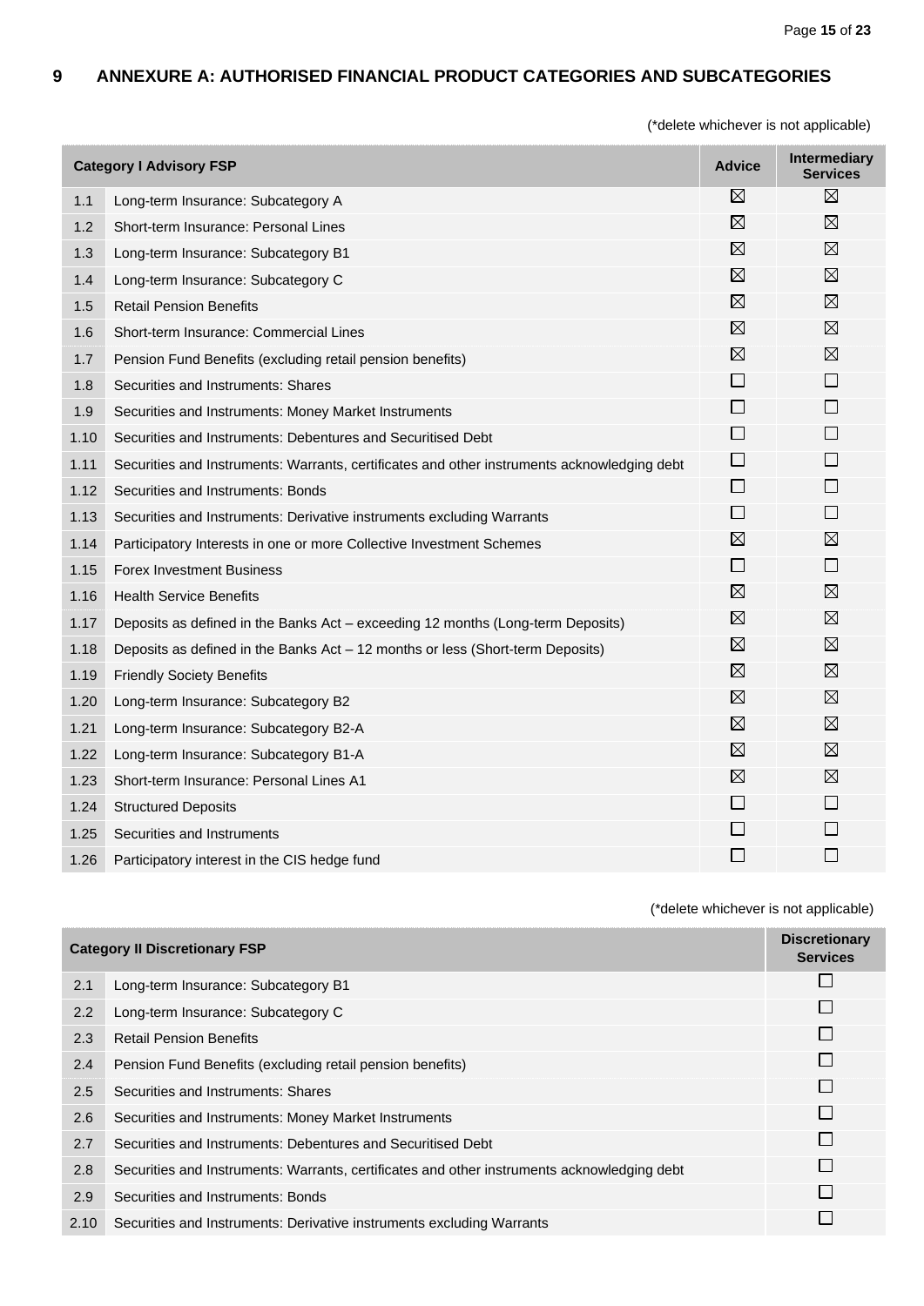## 9 ANNEXURE A: AUTHORISED FINANCIAL PRODUCT CATEGORIES AND SUBCATEGORIES

(*delete whichever is not applicable)

| | Category I Advisory FSP | Advice | Intermediary Services |
|---|---|---|---|
| 1.1 | Long-term Insurance: Subcategory A | ☒ | ☒ |
| 1.2 | Short-term Insurance: Personal Lines | ☒ | ☒ |
| 1.3 | Long-term Insurance: Subcategory B1 | ☒ | ☒ |
| 1.4 | Long-term Insurance: Subcategory C | ☒ | ☒ |
| 1.5 | Retail Pension Benefits | ☒ | ☒ |
| 1.6 | Short-term Insurance: Commercial Lines | ☒ | ☒ |
| 1.7 | Pension Fund Benefits (excluding retail pension benefits) | ☒ | ☒ |
| 1.8 | Securities and Instruments: Shares | ☐ | ☐ |
| 1.9 | Securities and Instruments: Money Market Instruments | ☐ | ☐ |
| 1.10 | Securities and Instruments: Debentures and Securitised Debt | ☐ | ☐ |
| 1.11 | Securities and Instruments: Warrants, certificates and other instruments acknowledging debt | ☐ | ☐ |
| 1.12 | Securities and Instruments: Bonds | ☐ | ☐ |
| 1.13 | Securities and Instruments: Derivative instruments excluding Warrants | ☐ | ☐ |
| 1.14 | Participatory Interests in one or more Collective Investment Schemes | ☒ | ☒ |
| 1.15 | Forex Investment Business | ☐ | ☐ |
| 1.16 | Health Service Benefits | ☒ | ☒ |
| 1.17 | Deposits as defined in the Banks Act – exceeding 12 months (Long-term Deposits) | ☒ | ☒ |
| 1.18 | Deposits as defined in the Banks Act – 12 months or less (Short-term Deposits) | ☒ | ☒ |
| 1.19 | Friendly Society Benefits | ☒ | ☒ |
| 1.20 | Long-term Insurance: Subcategory B2 | ☒ | ☒ |
| 1.21 | Long-term Insurance: Subcategory B2-A | ☒ | ☒ |
| 1.22 | Long-term Insurance: Subcategory B1-A | ☒ | ☒ |
| 1.23 | Short-term Insurance: Personal Lines A1 | ☒ | ☒ |
| 1.24 | Structured Deposits | ☐ | ☐ |
| 1.25 | Securities and Instruments | ☐ | ☐ |
| 1.26 | Participatory interest in the CIS hedge fund | ☐ | ☐ |

(*delete whichever is not applicable)

| | Category II Discretionary FSP | Discretionary Services |
|---|---|---|
| 2.1 | Long-term Insurance: Subcategory B1 | ☐ |
| 2.2 | Long-term Insurance: Subcategory C | ☐ |
| 2.3 | Retail Pension Benefits | ☐ |
| 2.4 | Pension Fund Benefits (excluding retail pension benefits) | ☐ |
| 2.5 | Securities and Instruments: Shares | ☐ |
| 2.6 | Securities and Instruments: Money Market Instruments | ☐ |
| 2.7 | Securities and Instruments: Debentures and Securitised Debt | ☐ |
| 2.8 | Securities and Instruments: Warrants, certificates and other instruments acknowledging debt | ☐ |
| 2.9 | Securities and Instruments: Bonds | ☐ |
| 2.10 | Securities and Instruments: Derivative instruments excluding Warrants | ☐ |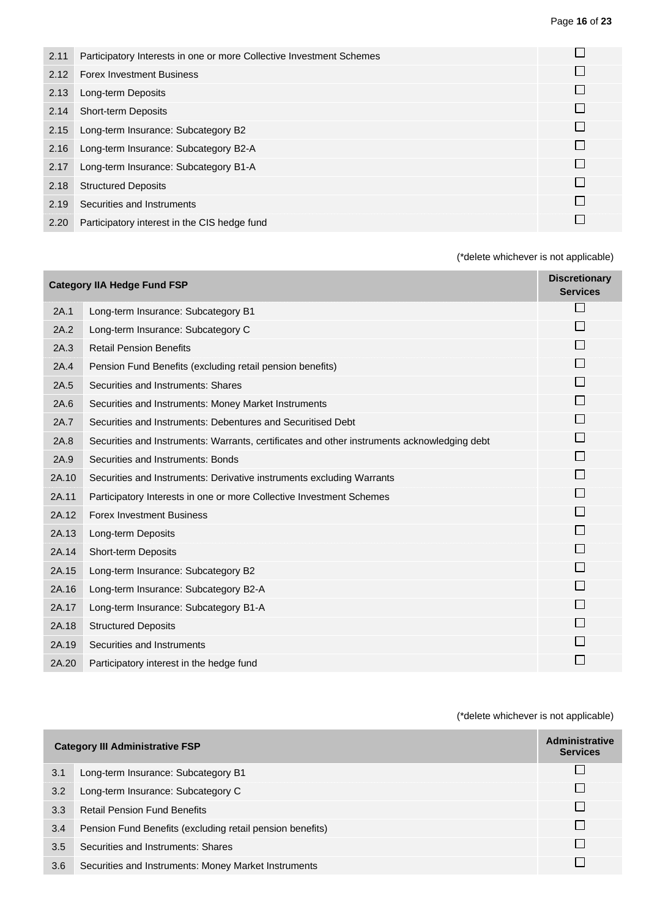| | | |
|---|---|---|
| 2.11 | Participatory Interests in one or more Collective Investment Schemes | ☐ |
| 2.12 | Forex Investment Business | ☐ |
| 2.13 | Long-term Deposits | ☐ |
| 2.14 | Short-term Deposits | ☐ |
| 2.15 | Long-term Insurance: Subcategory B2 | ☐ |
| 2.16 | Long-term Insurance: Subcategory B2-A | ☐ |
| 2.17 | Long-term Insurance: Subcategory B1-A | ☐ |
| 2.18 | Structured Deposits | ☐ |
| 2.19 | Securities and Instruments | ☐ |
| 2.20 | Participatory interest in the CIS hedge fund | ☐ |

(*delete whichever is not applicable)

| Category IIA Hedge Fund FSP | | Discretionary Services |
|---|---|---|
| 2A.1 | Long-term Insurance: Subcategory B1 | ☐ |
| 2A.2 | Long-term Insurance: Subcategory C | ☐ |
| 2A.3 | Retail Pension Benefits | ☐ |
| 2A.4 | Pension Fund Benefits (excluding retail pension benefits) | ☐ |
| 2A.5 | Securities and Instruments: Shares | ☐ |
| 2A.6 | Securities and Instruments: Money Market Instruments | ☐ |
| 2A.7 | Securities and Instruments: Debentures and Securitised Debt | ☐ |
| 2A.8 | Securities and Instruments: Warrants, certificates and other instruments acknowledging debt | ☐ |
| 2A.9 | Securities and Instruments: Bonds | ☐ |
| 2A.10 | Securities and Instruments: Derivative instruments excluding Warrants | ☐ |
| 2A.11 | Participatory Interests in one or more Collective Investment Schemes | ☐ |
| 2A.12 | Forex Investment Business | ☐ |
| 2A.13 | Long-term Deposits | ☐ |
| 2A.14 | Short-term Deposits | ☐ |
| 2A.15 | Long-term Insurance: Subcategory B2 | ☐ |
| 2A.16 | Long-term Insurance: Subcategory B2-A | ☐ |
| 2A.17 | Long-term Insurance: Subcategory B1-A | ☐ |
| 2A.18 | Structured Deposits | ☐ |
| 2A.19 | Securities and Instruments | ☐ |
| 2A.20 | Participatory interest in the hedge fund | ☐ |

(*delete whichever is not applicable)

| Category III Administrative FSP | | Administrative Services |
|---|---|---|
| 3.1 | Long-term Insurance: Subcategory B1 | ☐ |
| 3.2 | Long-term Insurance: Subcategory C | ☐ |
| 3.3 | Retail Pension Fund Benefits | ☐ |
| 3.4 | Pension Fund Benefits (excluding retail pension benefits) | ☐ |
| 3.5 | Securities and Instruments: Shares | ☐ |
| 3.6 | Securities and Instruments: Money Market Instruments | ☐ |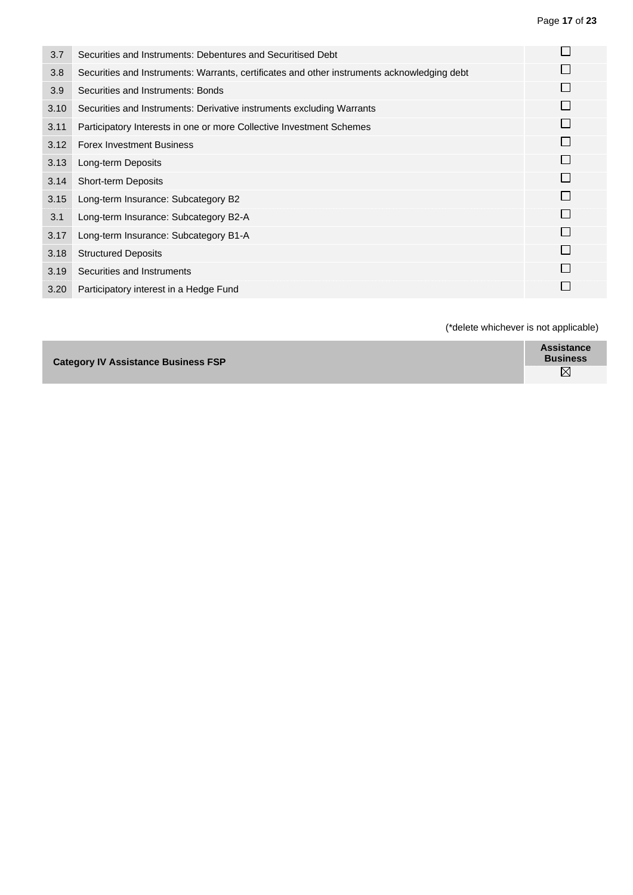| | | |
|---|---|---|
| 3.7 | Securities and Instruments: Debentures and Securitised Debt | ☐ |
| 3.8 | Securities and Instruments: Warrants, certificates and other instruments acknowledging debt | ☐ |
| 3.9 | Securities and Instruments: Bonds | ☐ |
| 3.10 | Securities and Instruments: Derivative instruments excluding Warrants | ☐ |
| 3.11 | Participatory Interests in one or more Collective Investment Schemes | ☐ |
| 3.12 | Forex Investment Business | ☐ |
| 3.13 | Long-term Deposits | ☐ |
| 3.14 | Short-term Deposits | ☐ |
| 3.15 | Long-term Insurance: Subcategory B2 | ☐ |
| 3.1 | Long-term Insurance: Subcategory B2-A | ☐ |
| 3.17 | Long-term Insurance: Subcategory B1-A | ☐ |
| 3.18 | Structured Deposits | ☐ |
| 3.19 | Securities and Instruments | ☐ |
| 3.20 | Participatory interest in a Hedge Fund | ☐ |

(*delete whichever is not applicable)

| Category IV Assistance Business FSP | Assistance Business |
|---|---|
| | ☒ |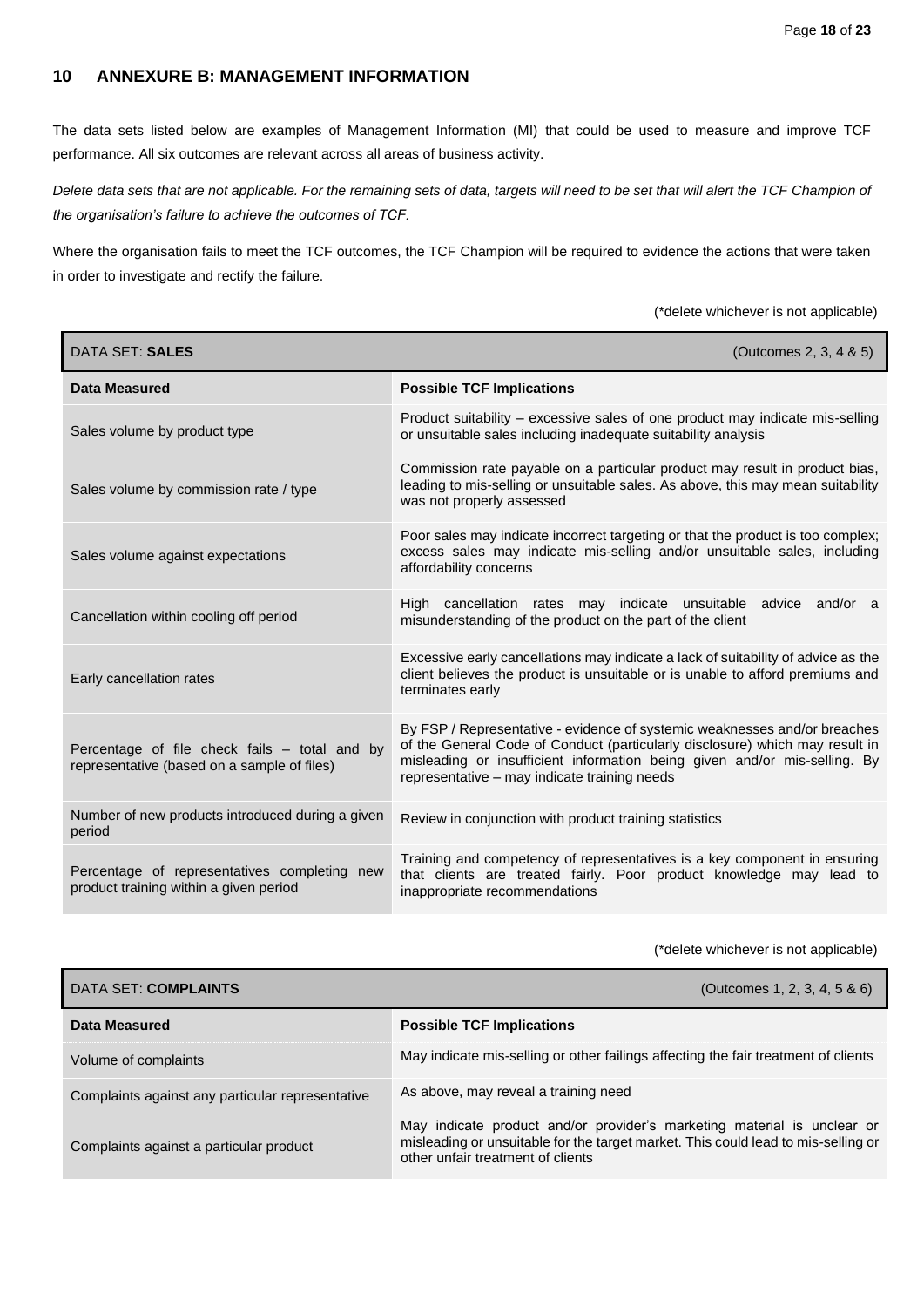## 10 ANNEXURE B: MANAGEMENT INFORMATION

The data sets listed below are examples of Management Information (MI) that could be used to measure and improve TCF performance. All six outcomes are relevant across all areas of business activity.

*Delete data sets that are not applicable. For the remaining sets of data, targets will need to be set that will alert the TCF Champion of the organisation's failure to achieve the outcomes of TCF.*

Where the organisation fails to meet the TCF outcomes, the TCF Champion will be required to evidence the actions that were taken in order to investigate and rectify the failure.

(*delete whichever is not applicable)

| DATA SET: **SALES** | (Outcomes 2, 3, 4 & 5) |
|---|---|
| **Data Measured** | **Possible TCF Implications** |
| Sales volume by product type | Product suitability – excessive sales of one product may indicate mis-selling or unsuitable sales including inadequate suitability analysis |
| Sales volume by commission rate / type | Commission rate payable on a particular product may result in product bias, leading to mis-selling or unsuitable sales. As above, this may mean suitability was not properly assessed |
| Sales volume against expectations | Poor sales may indicate incorrect targeting or that the product is too complex; excess sales may indicate mis-selling and/or unsuitable sales, including affordability concerns |
| Cancellation within cooling off period | High cancellation rates may indicate unsuitable advice and/or a misunderstanding of the product on the part of the client |
| Early cancellation rates | Excessive early cancellations may indicate a lack of suitability of advice as the client believes the product is unsuitable or is unable to afford premiums and terminates early |
| Percentage of file check fails – total and by representative (based on a sample of files) | By FSP / Representative - evidence of systemic weaknesses and/or breaches of the General Code of Conduct (particularly disclosure) which may result in misleading or insufficient information being given and/or mis-selling. By representative – may indicate training needs |
| Number of new products introduced during a given period | Review in conjunction with product training statistics |
| Percentage of representatives completing new product training within a given period | Training and competency of representatives is a key component in ensuring that clients are treated fairly. Poor product knowledge may lead to inappropriate recommendations |

(*delete whichever is not applicable)

| DATA SET: **COMPLAINTS** | (Outcomes 1, 2, 3, 4, 5 & 6) |
|---|---|
| **Data Measured** | **Possible TCF Implications** |
| Volume of complaints | May indicate mis-selling or other failings affecting the fair treatment of clients |
| Complaints against any particular representative | As above, may reveal a training need |
| Complaints against a particular product | May indicate product and/or provider's marketing material is unclear or misleading or unsuitable for the target market. This could lead to mis-selling or other unfair treatment of clients |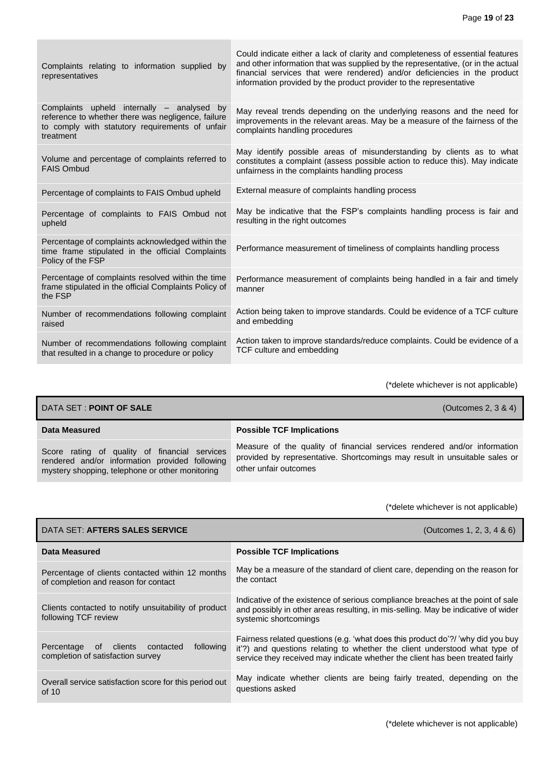| | |
|---|---|
| Complaints relating to information supplied by representatives | Could indicate either a lack of clarity and completeness of essential features and other information that was supplied by the representative, (or in the actual financial services that were rendered) and/or deficiencies in the product information provided by the product provider to the representative |
| Complaints upheld internally – analysed by reference to whether there was negligence, failure to comply with statutory requirements of unfair treatment | May reveal trends depending on the underlying reasons and the need for improvements in the relevant areas. May be a measure of the fairness of the complaints handling procedures |
| Volume and percentage of complaints referred to FAIS Ombud | May identify possible areas of misunderstanding by clients as to what constitutes a complaint (assess possible action to reduce this). May indicate unfairness in the complaints handling process |
| Percentage of complaints to FAIS Ombud upheld | External measure of complaints handling process |
| Percentage of complaints to FAIS Ombud not upheld | May be indicative that the FSP's complaints handling process is fair and resulting in the right outcomes |
| Percentage of complaints acknowledged within the time frame stipulated in the official Complaints Policy of the FSP | Performance measurement of timeliness of complaints handling process |
| Percentage of complaints resolved within the time frame stipulated in the official Complaints Policy of the FSP | Performance measurement of complaints being handled in a fair and timely manner |
| Number of recommendations following complaint raised | Action being taken to improve standards. Could be evidence of a TCF culture and embedding |
| Number of recommendations following complaint that resulted in a change to procedure or policy | Action taken to improve standards/reduce complaints. Could be evidence of a TCF culture and embedding |

(*delete whichever is not applicable)

| DATA SET : **POINT OF SALE** | (Outcomes 2, 3 & 4) |
|---|---|
| **Data Measured** | **Possible TCF Implications** |
| Score rating of quality of financial services rendered and/or information provided following mystery shopping, telephone or other monitoring | Measure of the quality of financial services rendered and/or information provided by representative. Shortcomings may result in unsuitable sales or other unfair outcomes |

(*delete whichever is not applicable)

| DATA SET: **AFTERS SALES SERVICE** | (Outcomes 1, 2, 3, 4 & 6) |
|---|---|
| **Data Measured** | **Possible TCF Implications** |
| Percentage of clients contacted within 12 months of completion and reason for contact | May be a measure of the standard of client care, depending on the reason for the contact |
| Clients contacted to notify unsuitability of product following TCF review | Indicative of the existence of serious compliance breaches at the point of sale and possibly in other areas resulting, in mis-selling. May be indicative of wider systemic shortcomings |
| Percentage of clients contacted following completion of satisfaction survey | Fairness related questions (e.g. 'what does this product do'?/ 'why did you buy it'?) and questions relating to whether the client understood what type of service they received may indicate whether the client has been treated fairly |
| Overall service satisfaction score for this period out of 10 | May indicate whether clients are being fairly treated, depending on the questions asked |

(*delete whichever is not applicable)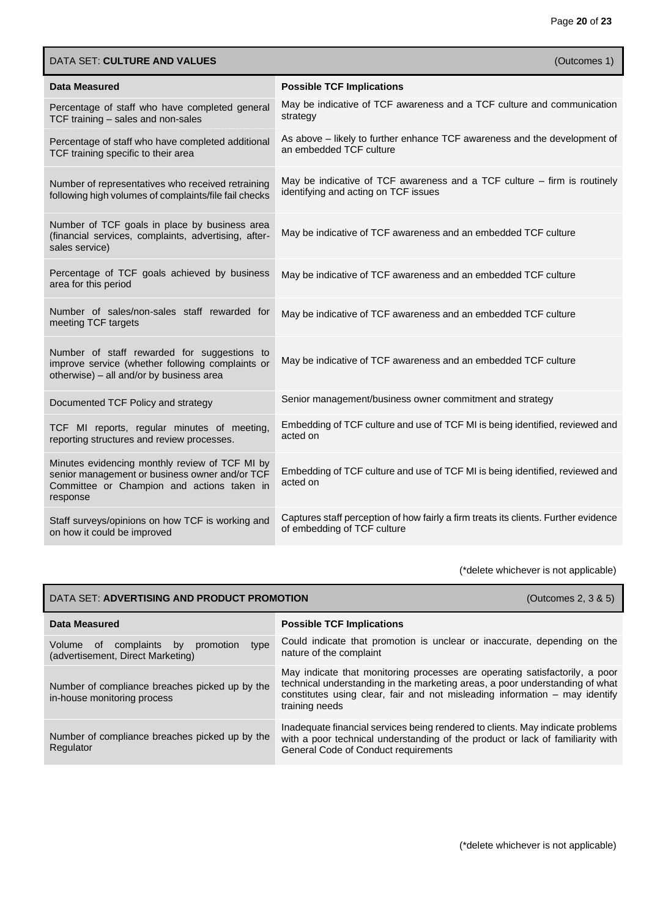## DATA SET: **CULTURE AND VALUES** (Outcomes 1)

| Data Measured | Possible TCF Implications |
|---|---|
| Percentage of staff who have completed general TCF training – sales and non-sales | May be indicative of TCF awareness and a TCF culture and communication strategy |
| Percentage of staff who have completed additional TCF training specific to their area | As above – likely to further enhance TCF awareness and the development of an embedded TCF culture |
| Number of representatives who received retraining following high volumes of complaints/file fail checks | May be indicative of TCF awareness and a TCF culture – firm is routinely identifying and acting on TCF issues |
| Number of TCF goals in place by business area (financial services, complaints, advertising, after-sales service) | May be indicative of TCF awareness and an embedded TCF culture |
| Percentage of TCF goals achieved by business area for this period | May be indicative of TCF awareness and an embedded TCF culture |
| Number of sales/non-sales staff rewarded for meeting TCF targets | May be indicative of TCF awareness and an embedded TCF culture |
| Number of staff rewarded for suggestions to improve service (whether following complaints or otherwise) – all and/or by business area | May be indicative of TCF awareness and an embedded TCF culture |
| Documented TCF Policy and strategy | Senior management/business owner commitment and strategy |
| TCF MI reports, regular minutes of meeting, reporting structures and review processes. | Embedding of TCF culture and use of TCF MI is being identified, reviewed and acted on |
| Minutes evidencing monthly review of TCF MI by senior management or business owner and/or TCF Committee or Champion and actions taken in response | Embedding of TCF culture and use of TCF MI is being identified, reviewed and acted on |
| Staff surveys/opinions on how TCF is working and on how it could be improved | Captures staff perception of how fairly a firm treats its clients. Further evidence of embedding of TCF culture |

(*delete whichever is not applicable)

## DATA SET: **ADVERTISING AND PRODUCT PROMOTION** (Outcomes 2, 3 & 5)

| Data Measured | Possible TCF Implications |
|---|---|
| Volume of complaints by promotion type (advertisement, Direct Marketing) | Could indicate that promotion is unclear or inaccurate, depending on the nature of the complaint |
| Number of compliance breaches picked up by the in-house monitoring process | May indicate that monitoring processes are operating satisfactorily, a poor technical understanding in the marketing areas, a poor understanding of what constitutes using clear, fair and not misleading information – may identify training needs |
| Number of compliance breaches picked up by the Regulator | Inadequate financial services being rendered to clients. May indicate problems with a poor technical understanding of the product or lack of familiarity with General Code of Conduct requirements |

(*delete whichever is not applicable)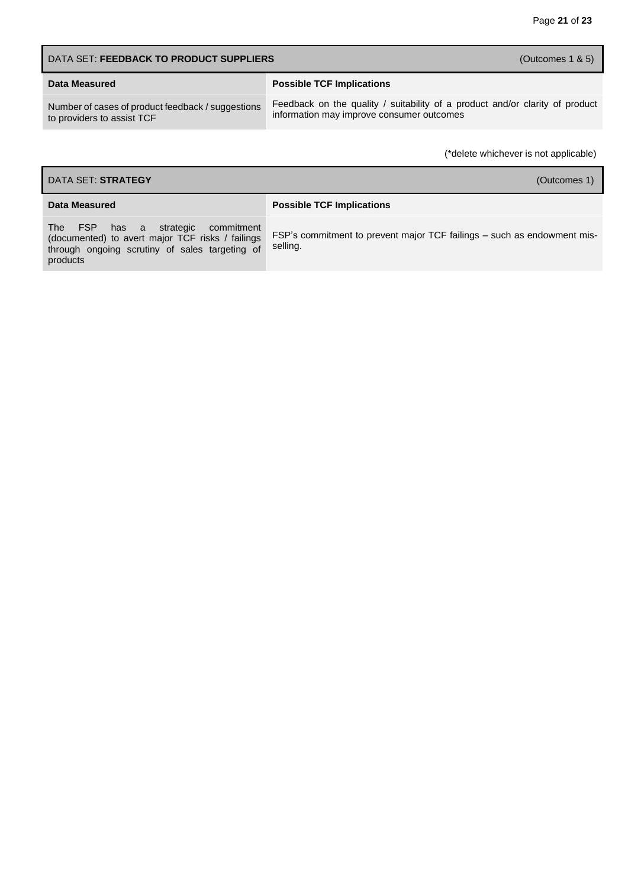| DATA SET: **FEEDBACK TO PRODUCT SUPPLIERS** | (Outcomes 1 & 5) |
|---|---|
| **Data Measured** | **Possible TCF Implications** |
| Number of cases of product feedback / suggestions to providers to assist TCF | Feedback on the quality / suitability of a product and/or clarity of product information may improve consumer outcomes |

(*delete whichever is not applicable)

| DATA SET: **STRATEGY** | (Outcomes 1) |
|---|---|
| **Data Measured** | **Possible TCF Implications** |
| The FSP has a strategic commitment (documented) to avert major TCF risks / failings through ongoing scrutiny of sales targeting of products | FSP's commitment to prevent major TCF failings – such as endowment mis-selling. |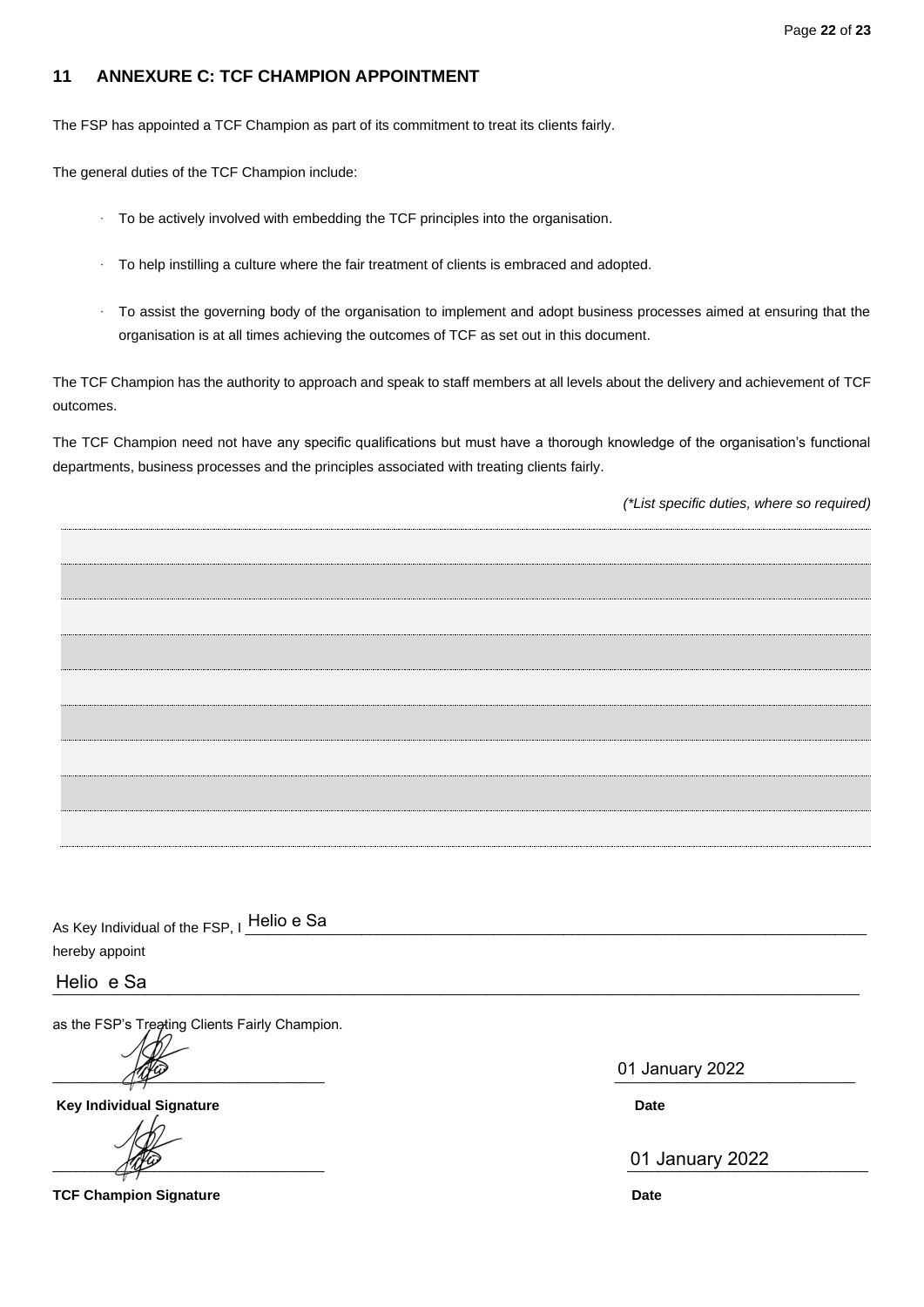## 11 ANNEXURE C: TCF CHAMPION APPOINTMENT

The FSP has appointed a TCF Champion as part of its commitment to treat its clients fairly.

The general duties of the TCF Champion include:

- To be actively involved with embedding the TCF principles into the organisation.
- To help instilling a culture where the fair treatment of clients is embraced and adopted.
- To assist the governing body of the organisation to implement and adopt business processes aimed at ensuring that the organisation is at all times achieving the outcomes of TCF as set out in this document.

The TCF Champion has the authority to approach and speak to staff members at all levels about the delivery and achievement of TCF outcomes.

The TCF Champion need not have any specific qualifications but must have a thorough knowledge of the organisation's functional departments, business processes and the principles associated with treating clients fairly.

*(\*List specific duties, where so required)*

As Key Individual of the FSP, I Helio e Sa

hereby appoint

Helio e Sa

as the FSP's Treating Clients Fairly Champion.

**Key Individual Signature** — **Date:** 01 January 2022

**TCF Champion Signature** — **Date:** 01 January 2022